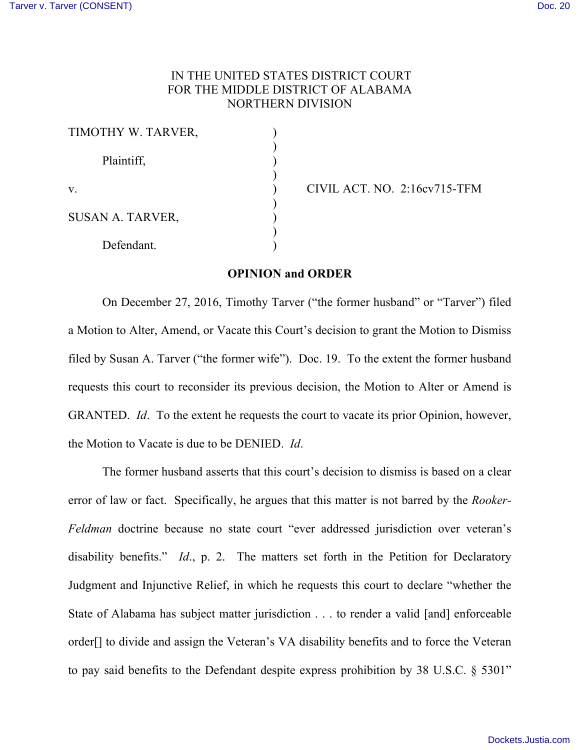IN THE UNITED STATES DISTRICT COURT
FOR THE MIDDLE DISTRICT OF ALABAMA
NORTHERN DIVISION

| | | |
|---|---|---|
| TIMOTHY W. TARVER, | ) | |
| | ) | |
| Plaintiff, | ) | |
| | ) | |
| v. | ) | CIVIL ACT. NO. 2:16cv715-TFM |
| | ) | |
| SUSAN A. TARVER, | ) | |
| | ) | |
| Defendant. | ) | |

**OPINION and ORDER**

On December 27, 2016, Timothy Tarver ("the former husband" or "Tarver") filed a Motion to Alter, Amend, or Vacate this Court's decision to grant the Motion to Dismiss filed by Susan A. Tarver ("the former wife"). Doc. 19. To the extent the former husband requests this court to reconsider its previous decision, the Motion to Alter or Amend is GRANTED. *Id*. To the extent he requests the court to vacate its prior Opinion, however, the Motion to Vacate is due to be DENIED. *Id*.

The former husband asserts that this court's decision to dismiss is based on a clear error of law or fact. Specifically, he argues that this matter is not barred by the *Rooker-Feldman* doctrine because no state court "ever addressed jurisdiction over veteran's disability benefits." *Id*., p. 2. The matters set forth in the Petition for Declaratory Judgment and Injunctive Relief, in which he requests this court to declare "whether the State of Alabama has subject matter jurisdiction . . . to render a valid [and] enforceable order[] to divide and assign the Veteran's VA disability benefits and to force the Veteran to pay said benefits to the Defendant despite express prohibition by 38 U.S.C. § 5301"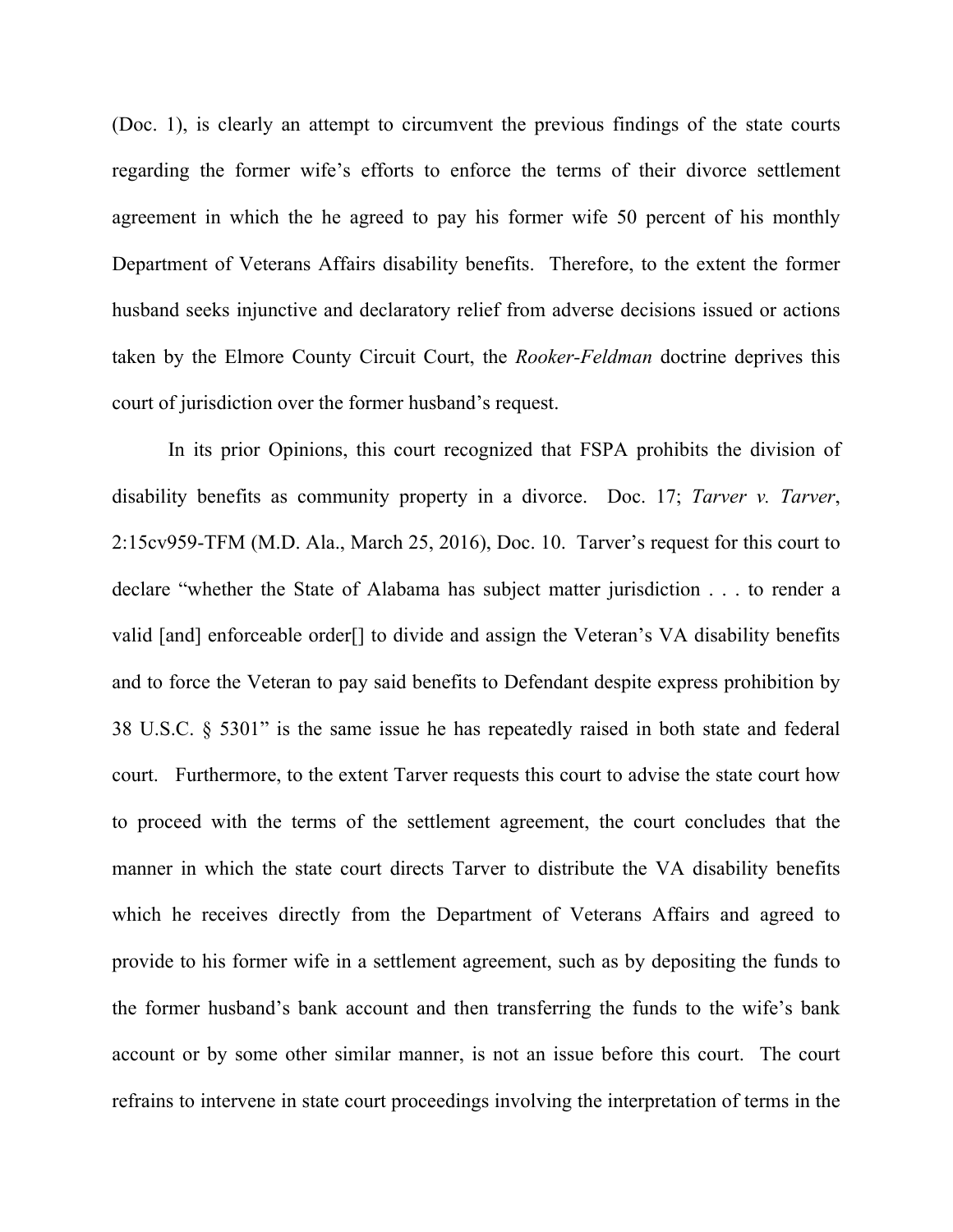(Doc. 1), is clearly an attempt to circumvent the previous findings of the state courts regarding the former wife's efforts to enforce the terms of their divorce settlement agreement in which the he agreed to pay his former wife 50 percent of his monthly Department of Veterans Affairs disability benefits. Therefore, to the extent the former husband seeks injunctive and declaratory relief from adverse decisions issued or actions taken by the Elmore County Circuit Court, the *Rooker-Feldman* doctrine deprives this court of jurisdiction over the former husband's request.

In its prior Opinions, this court recognized that FSPA prohibits the division of disability benefits as community property in a divorce. Doc. 17; *Tarver v. Tarver*, 2:15cv959-TFM (M.D. Ala., March 25, 2016), Doc. 10. Tarver's request for this court to declare "whether the State of Alabama has subject matter jurisdiction . . . to render a valid [and] enforceable order[] to divide and assign the Veteran's VA disability benefits and to force the Veteran to pay said benefits to Defendant despite express prohibition by 38 U.S.C. § 5301" is the same issue he has repeatedly raised in both state and federal court. Furthermore, to the extent Tarver requests this court to advise the state court how to proceed with the terms of the settlement agreement, the court concludes that the manner in which the state court directs Tarver to distribute the VA disability benefits which he receives directly from the Department of Veterans Affairs and agreed to provide to his former wife in a settlement agreement, such as by depositing the funds to the former husband's bank account and then transferring the funds to the wife's bank account or by some other similar manner, is not an issue before this court. The court refrains to intervene in state court proceedings involving the interpretation of terms in the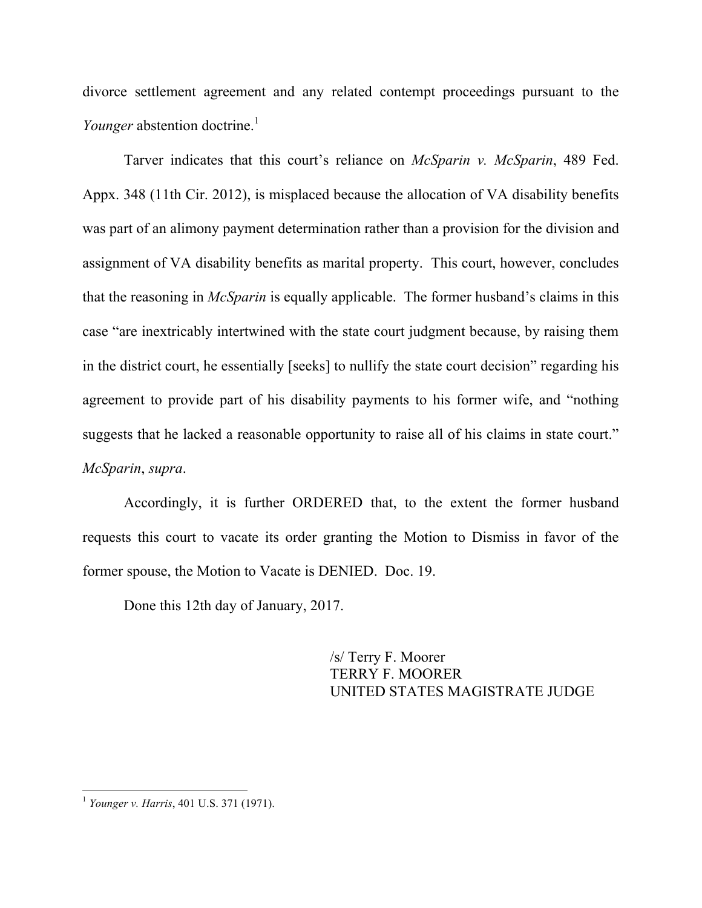divorce settlement agreement and any related contempt proceedings pursuant to the *Younger* abstention doctrine.[1]

Tarver indicates that this court's reliance on *McSparin v. McSparin*, 489 Fed. Appx. 348 (11th Cir. 2012), is misplaced because the allocation of VA disability benefits was part of an alimony payment determination rather than a provision for the division and assignment of VA disability benefits as marital property. This court, however, concludes that the reasoning in *McSparin* is equally applicable. The former husband's claims in this case "are inextricably intertwined with the state court judgment because, by raising them in the district court, he essentially [seeks] to nullify the state court decision" regarding his agreement to provide part of his disability payments to his former wife, and "nothing suggests that he lacked a reasonable opportunity to raise all of his claims in state court." *McSparin*, *supra*.

Accordingly, it is further ORDERED that, to the extent the former husband requests this court to vacate its order granting the Motion to Dismiss in favor of the former spouse, the Motion to Vacate is DENIED. Doc. 19.

Done this 12th day of January, 2017.

/s/ Terry F. Moorer
TERRY F. MOORER
UNITED STATES MAGISTRATE JUDGE

---

[1] *Younger v. Harris*, 401 U.S. 371 (1971).